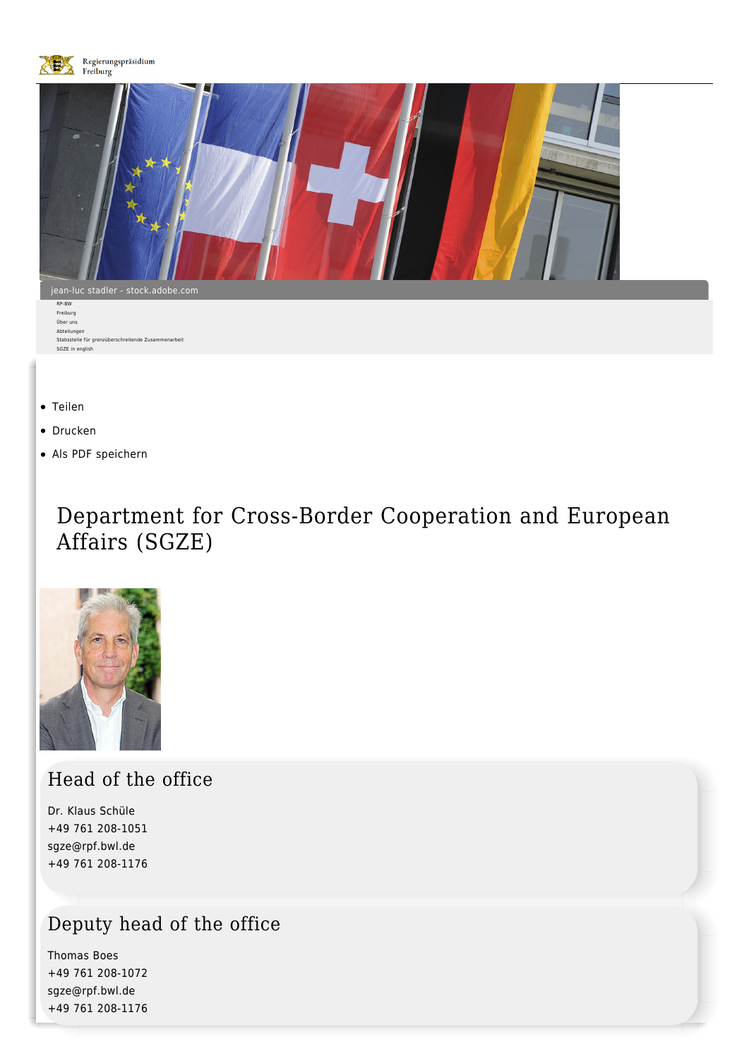Regierungspräsidium Freiburg

jean-luc stadler - stock.adobe.com

RP-BW
Freiburg
Über uns
Abteilungen
Stabsstelle für grenzüberschreitende Zusammenarbeit
SGZE in english

- Teilen
- Drucken
- Als PDF speichern

# Department for Cross-Border Cooperation and European Affairs (SGZE)

## Head of the office

Dr. Klaus Schüle
+49 761 208-1051
sgze@rpf.bwl.de
+49 761 208-1176

## Deputy head of the office

Thomas Boes
+49 761 208-1072
sgze@rpf.bwl.de
+49 761 208-1176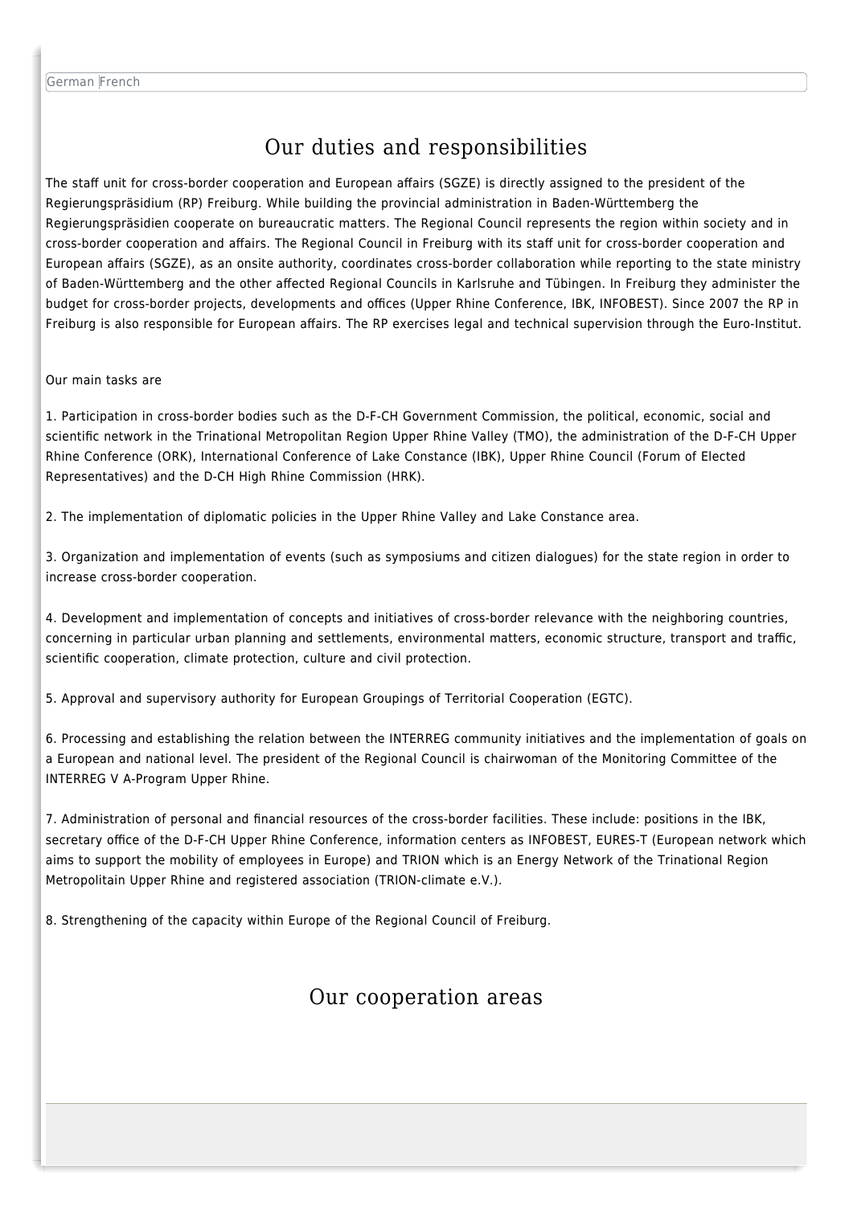German French

# Our duties and responsibilities

The staff unit for cross-border cooperation and European affairs (SGZE) is directly assigned to the president of the Regierungspräsidium (RP) Freiburg. While building the provincial administration in Baden-Württemberg the Regierungspräsidien cooperate on bureaucratic matters. The Regional Council represents the region within society and in cross-border cooperation and affairs. The Regional Council in Freiburg with its staff unit for cross-border cooperation and European affairs (SGZE), as an onsite authority, coordinates cross-border collaboration while reporting to the state ministry of Baden-Württemberg and the other affected Regional Councils in Karlsruhe and Tübingen. In Freiburg they administer the budget for cross-border projects, developments and offices (Upper Rhine Conference, IBK, INFOBEST). Since 2007 the RP in Freiburg is also responsible for European affairs. The RP exercises legal and technical supervision through the Euro-Institut.

Our main tasks are

1. Participation in cross-border bodies such as the D-F-CH Government Commission, the political, economic, social and scientific network in the Trinational Metropolitan Region Upper Rhine Valley (TMO), the administration of the D-F-CH Upper Rhine Conference (ORK), International Conference of Lake Constance (IBK), Upper Rhine Council (Forum of Elected Representatives) and the D-CH High Rhine Commission (HRK).

2. The implementation of diplomatic policies in the Upper Rhine Valley and Lake Constance area.

3. Organization and implementation of events (such as symposiums and citizen dialogues) for the state region in order to increase cross-border cooperation.

4. Development and implementation of concepts and initiatives of cross-border relevance with the neighboring countries, concerning in particular urban planning and settlements, environmental matters, economic structure, transport and traffic, scientific cooperation, climate protection, culture and civil protection.

5. Approval and supervisory authority for European Groupings of Territorial Cooperation (EGTC).

6. Processing and establishing the relation between the INTERREG community initiatives and the implementation of goals on a European and national level. The president of the Regional Council is chairwoman of the Monitoring Committee of the INTERREG V A-Program Upper Rhine.

7. Administration of personal and financial resources of the cross-border facilities. These include: positions in the IBK, secretary office of the D-F-CH Upper Rhine Conference, information centers as INFOBEST, EURES-T (European network which aims to support the mobility of employees in Europe) and TRION which is an Energy Network of the Trinational Region Metropolitain Upper Rhine and registered association (TRION-climate e.V.).

8. Strengthening of the capacity within Europe of the Regional Council of Freiburg.

# Our cooperation areas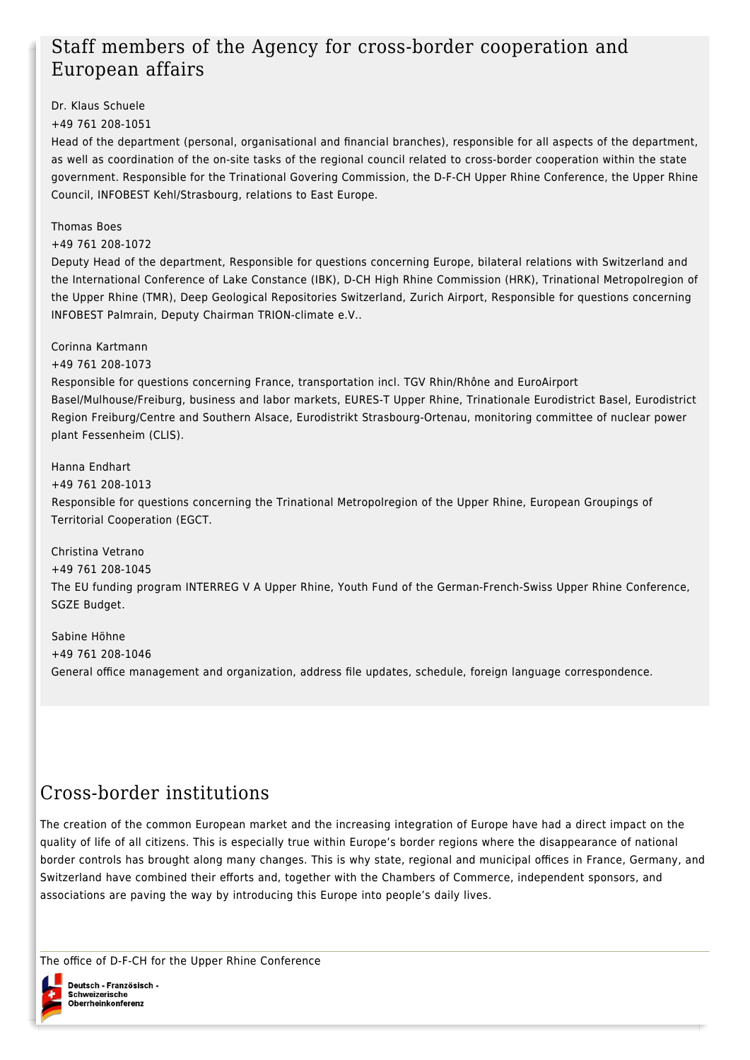# Staff members of the Agency for cross-border cooperation and European affairs

Dr. Klaus Schuele
+49 761 208-1051
Head of the department (personal, organisational and financial branches), responsible for all aspects of the department, as well as coordination of the on-site tasks of the regional council related to cross-border cooperation within the state government. Responsible for the Trinational Govering Commission, the D-F-CH Upper Rhine Conference, the Upper Rhine Council, INFOBEST Kehl/Strasbourg, relations to East Europe.

Thomas Boes
+49 761 208-1072
Deputy Head of the department, Responsible for questions concerning Europe, bilateral relations with Switzerland and the International Conference of Lake Constance (IBK), D-CH High Rhine Commission (HRK), Trinational Metropolregion of the Upper Rhine (TMR), Deep Geological Repositories Switzerland, Zurich Airport, Responsible for questions concerning INFOBEST Palmrain, Deputy Chairman TRION-climate e.V..

Corinna Kartmann
+49 761 208-1073
Responsible for questions concerning France, transportation incl. TGV Rhin/Rhône and EuroAirport Basel/Mulhouse/Freiburg, business and labor markets, EURES-T Upper Rhine, Trinationale Eurodistrict Basel, Eurodistrict Region Freiburg/Centre and Southern Alsace, Eurodistrikt Strasbourg-Ortenau, monitoring committee of nuclear power plant Fessenheim (CLIS).

Hanna Endhart
+49 761 208-1013
Responsible for questions concerning the Trinational Metropolregion of the Upper Rhine, European Groupings of Territorial Cooperation (EGCT.

Christina Vetrano
+49 761 208-1045
The EU funding program INTERREG V A Upper Rhine, Youth Fund of the German-French-Swiss Upper Rhine Conference, SGZE Budget.

Sabine Höhne
+49 761 208-1046
General office management and organization, address file updates, schedule, foreign language correspondence.

# Cross-border institutions

The creation of the common European market and the increasing integration of Europe have had a direct impact on the quality of life of all citizens. This is especially true within Europe's border regions where the disappearance of national border controls has brought along many changes. This is why state, regional and municipal offices in France, Germany, and Switzerland have combined their efforts and, together with the Chambers of Commerce, independent sponsors, and associations are paving the way by introducing this Europe into people's daily lives.

The office of D-F-CH for the Upper Rhine Conference

Deutsch - Französisch - Schweizerische Oberrheinkonferenz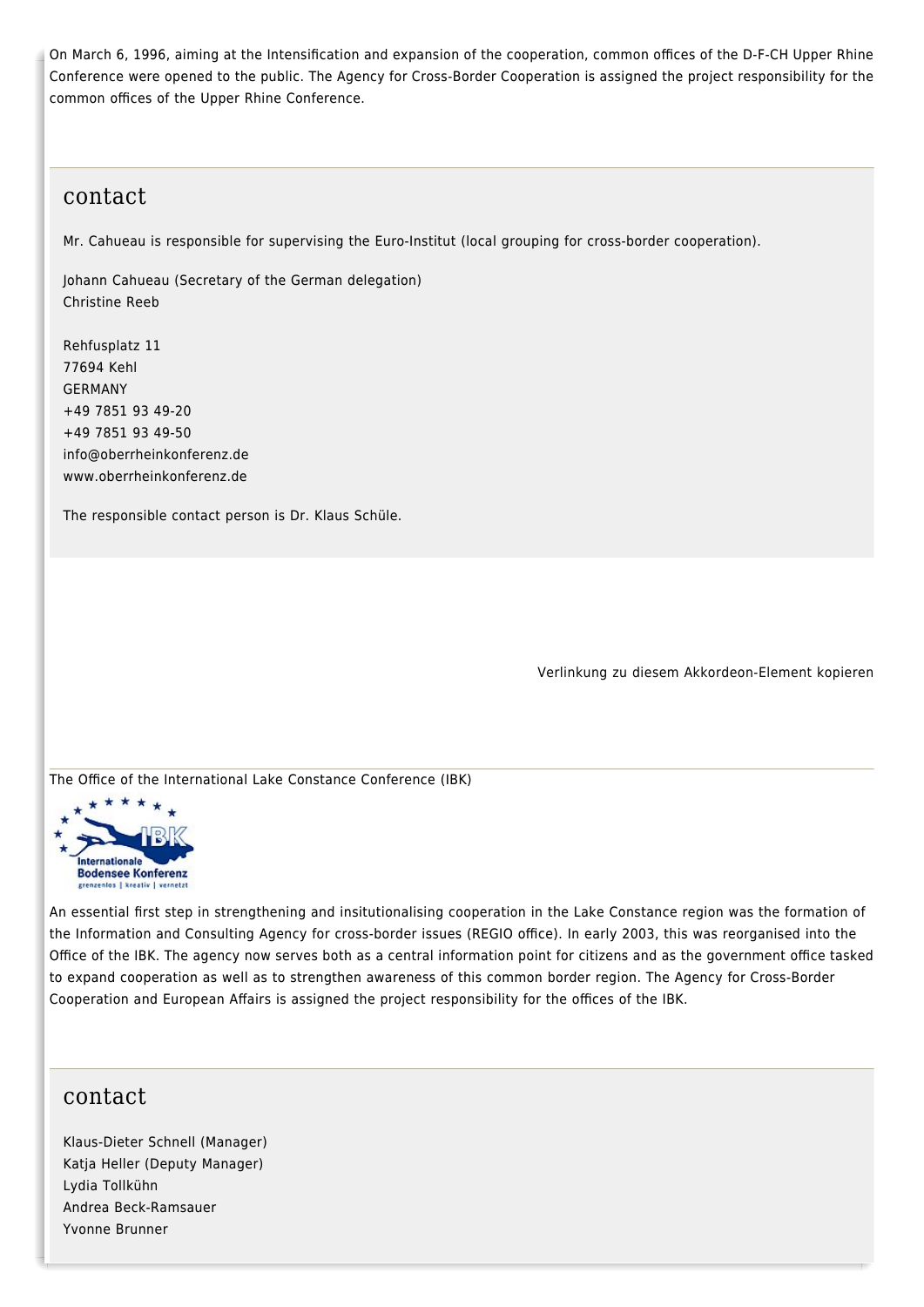On March 6, 1996, aiming at the Intensification and expansion of the cooperation, common offices of the D-F-CH Upper Rhine Conference were opened to the public. The Agency for Cross-Border Cooperation is assigned the project responsibility for the common offices of the Upper Rhine Conference.

## contact

Mr. Cahueau is responsible for supervising the Euro-Institut (local grouping for cross-border cooperation).

Johann Cahueau (Secretary of the German delegation)
Christine Reeb

Rehfusplatz 11
77694 Kehl
GERMANY
+49 7851 93 49-20
+49 7851 93 49-50
info@oberrheinkonferenz.de
www.oberrheinkonferenz.de

The responsible contact person is Dr. Klaus Schüle.

Verlinkung zu diesem Akkordeon-Element kopieren

The Office of the International Lake Constance Conference (IBK)

An essential first step in strengthening and insitutionalising cooperation in the Lake Constance region was the formation of the Information and Consulting Agency for cross-border issues (REGIO office). In early 2003, this was reorganised into the Office of the IBK. The agency now serves both as a central information point for citizens and as the government office tasked to expand cooperation as well as to strengthen awareness of this common border region. The Agency for Cross-Border Cooperation and European Affairs is assigned the project responsibility for the offices of the IBK.

## contact

Klaus-Dieter Schnell (Manager)
Katja Heller (Deputy Manager)
Lydia Tollkühn
Andrea Beck-Ramsauer
Yvonne Brunner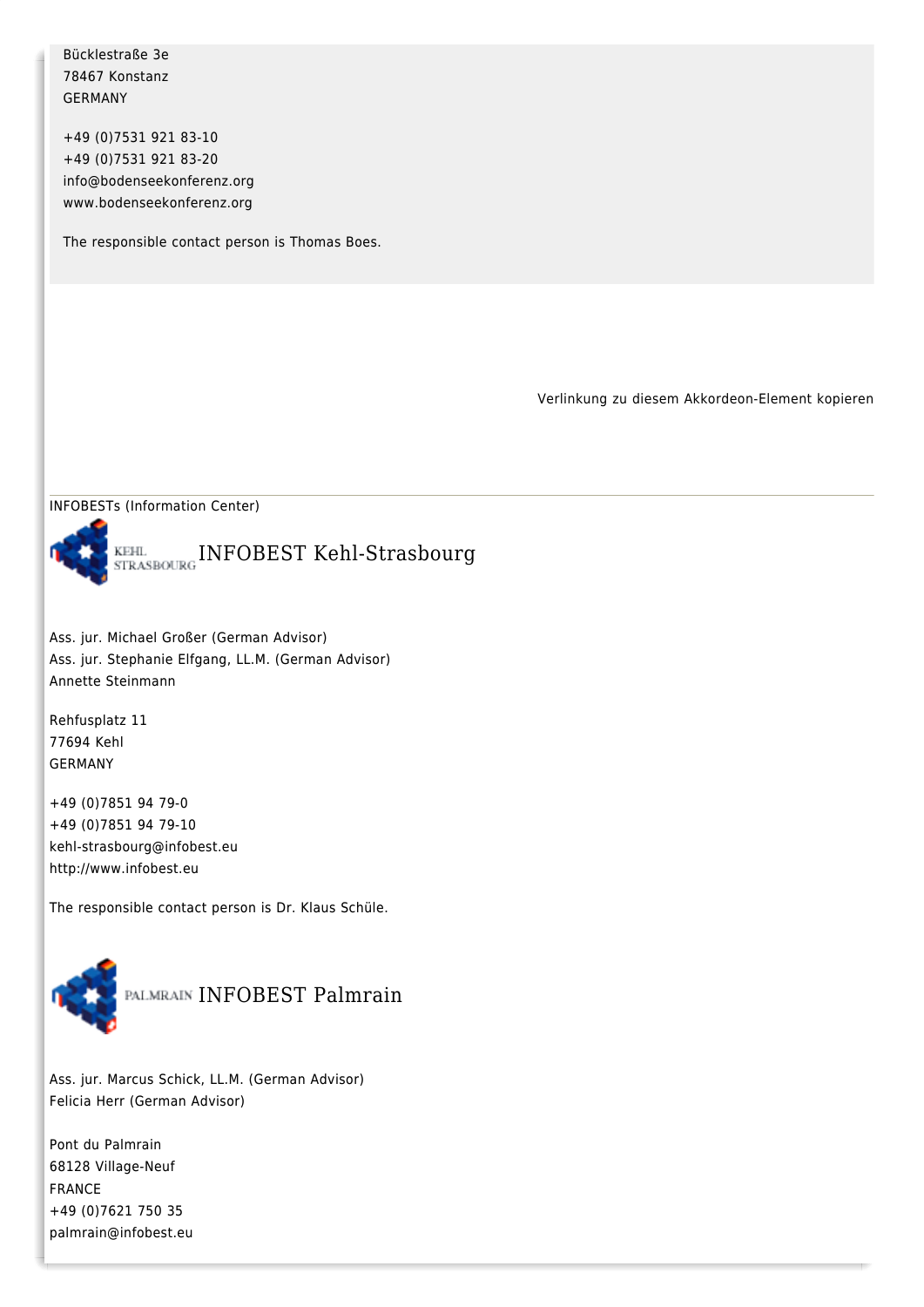Bücklestraße 3e
78467 Konstanz
GERMANY

+49 (0)7531 921 83-10
+49 (0)7531 921 83-20
info@bodenseekonferenz.org
www.bodenseekonferenz.org

The responsible contact person is Thomas Boes.

Verlinkung zu diesem Akkordeon-Element kopieren

---

INFOBESTs (Information Center)

## INFOBEST Kehl-Strasbourg

Ass. jur. Michael Großer (German Advisor)
Ass. jur. Stephanie Elfgang, LL.M. (German Advisor)
Annette Steinmann

Rehfusplatz 11
77694 Kehl
GERMANY

+49 (0)7851 94 79-0
+49 (0)7851 94 79-10
kehl-strasbourg@infobest.eu
http://www.infobest.eu

The responsible contact person is Dr. Klaus Schüle.

## INFOBEST Palmrain

Ass. jur. Marcus Schick, LL.M. (German Advisor)
Felicia Herr (German Advisor)

Pont du Palmrain
68128 Village-Neuf
FRANCE
+49 (0)7621 750 35
palmrain@infobest.eu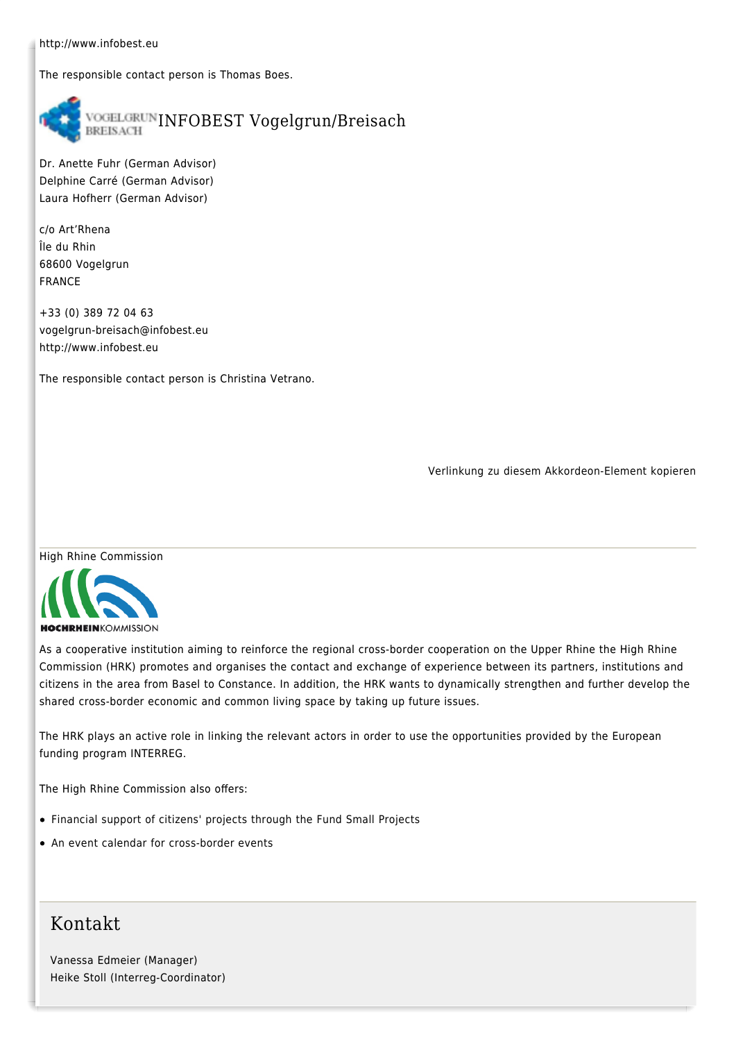http://www.infobest.eu

The responsible contact person is Thomas Boes.

## INFOBEST Vogelgrun/Breisach

Dr. Anette Fuhr (German Advisor)
Delphine Carré (German Advisor)
Laura Hofherr (German Advisor)

c/o Art'Rhena
Île du Rhin
68600 Vogelgrun
FRANCE

+33 (0) 389 72 04 63
vogelgrun-breisach@infobest.eu
http://www.infobest.eu

The responsible contact person is Christina Vetrano.

Verlinkung zu diesem Akkordeon-Element kopieren

---

High Rhine Commission

As a cooperative institution aiming to reinforce the regional cross-border cooperation on the Upper Rhine the High Rhine Commission (HRK) promotes and organises the contact and exchange of experience between its partners, institutions and citizens in the area from Basel to Constance. In addition, the HRK wants to dynamically strengthen and further develop the shared cross-border economic and common living space by taking up future issues.

The HRK plays an active role in linking the relevant actors in order to use the opportunities provided by the European funding program INTERREG.

The High Rhine Commission also offers:

- Financial support of citizens' projects through the Fund Small Projects
- An event calendar for cross-border events

## Kontakt

Vanessa Edmeier (Manager)
Heike Stoll (Interreg-Coordinator)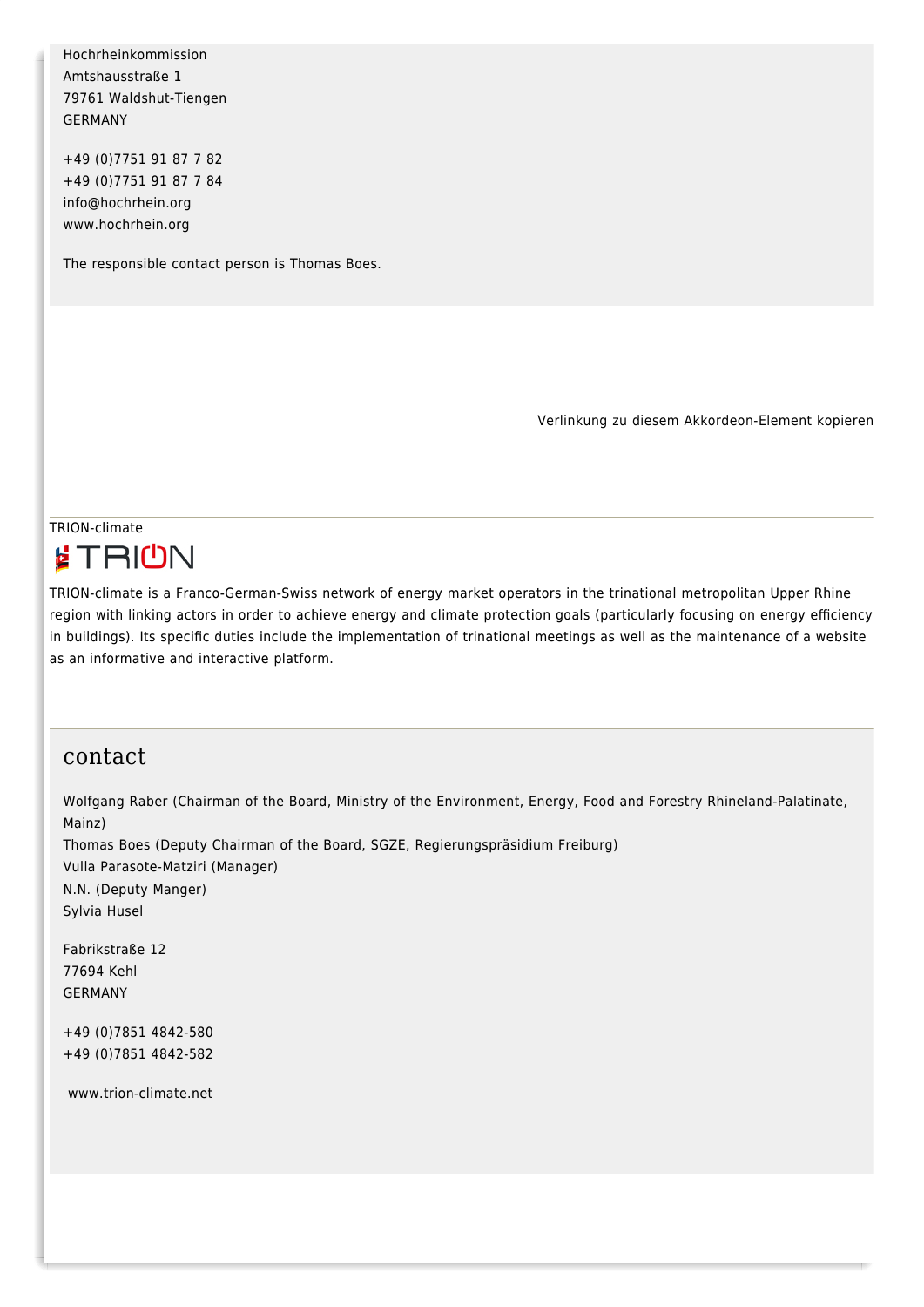Hochrheinkommission
Amtshausstraße 1
79761 Waldshut-Tiengen
GERMANY

+49 (0)7751 91 87 7 82
+49 (0)7751 91 87 7 84
info@hochrhein.org
www.hochrhein.org

The responsible contact person is Thomas Boes.

Verlinkung zu diesem Akkordeon-Element kopieren

TRION-climate

TRION-climate is a Franco-German-Swiss network of energy market operators in the trinational metropolitan Upper Rhine region with linking actors in order to achieve energy and climate protection goals (particularly focusing on energy efficiency in buildings). Its specific duties include the implementation of trinational meetings as well as the maintenance of a website as an informative and interactive platform.

## contact

Wolfgang Raber (Chairman of the Board, Ministry of the Environment, Energy, Food and Forestry Rhineland-Palatinate, Mainz)
Thomas Boes (Deputy Chairman of the Board, SGZE, Regierungspräsidium Freiburg)
Vulla Parasote-Matziri (Manager)
N.N. (Deputy Manger)
Sylvia Husel

Fabrikstraße 12
77694 Kehl
GERMANY

+49 (0)7851 4842-580
+49 (0)7851 4842-582

www.trion-climate.net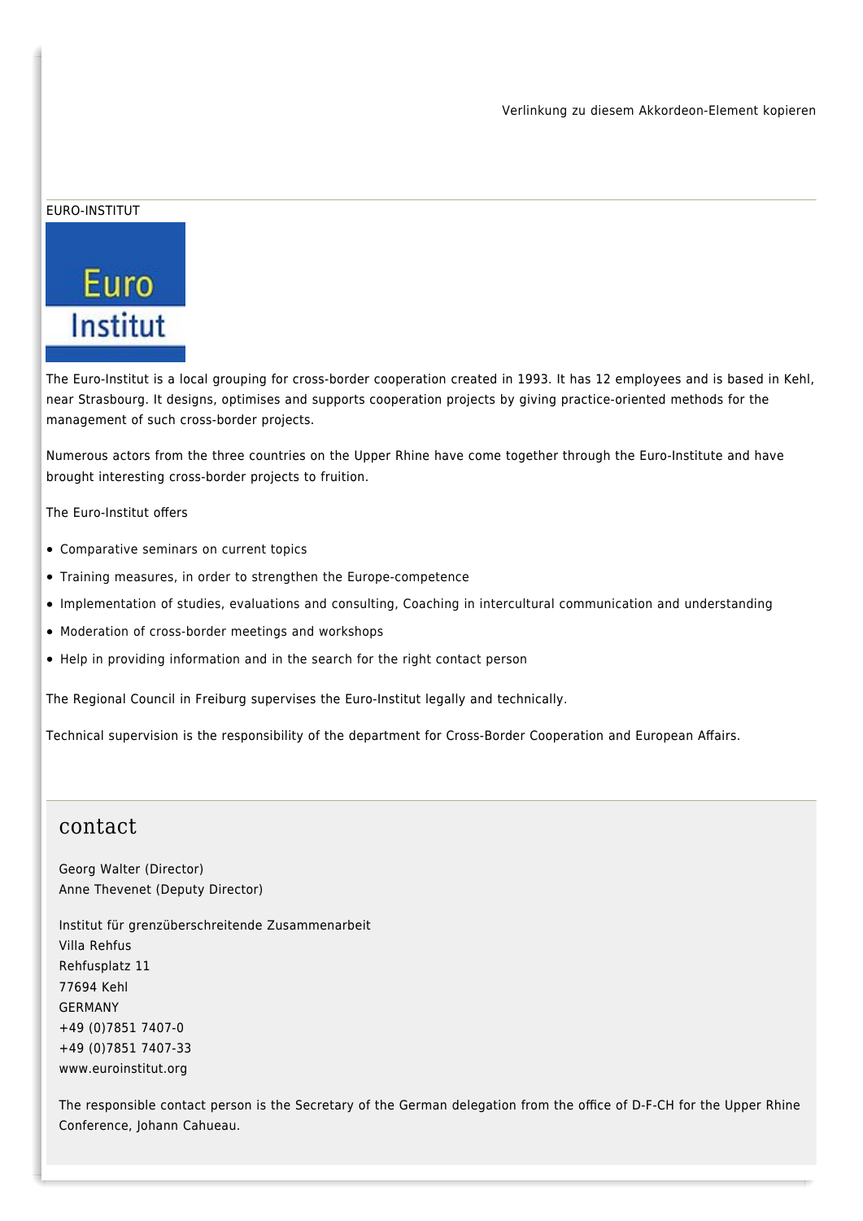Verlinkung zu diesem Akkordeon-Element kopieren

EURO-INSTITUT

The Euro-Institut is a local grouping for cross-border cooperation created in 1993. It has 12 employees and is based in Kehl, near Strasbourg. It designs, optimises and supports cooperation projects by giving practice-oriented methods for the management of such cross-border projects.

Numerous actors from the three countries on the Upper Rhine have come together through the Euro-Institute and have brought interesting cross-border projects to fruition.

The Euro-Institut offers

- Comparative seminars on current topics
- Training measures, in order to strengthen the Europe-competence
- Implementation of studies, evaluations and consulting, Coaching in intercultural communication and understanding
- Moderation of cross-border meetings and workshops
- Help in providing information and in the search for the right contact person

The Regional Council in Freiburg supervises the Euro-Institut legally and technically.

Technical supervision is the responsibility of the department for Cross-Border Cooperation and European Affairs.

## contact

Georg Walter (Director)
Anne Thevenet (Deputy Director)

Institut für grenzüberschreitende Zusammenarbeit
Villa Rehfus
Rehfusplatz 11
77694 Kehl
GERMANY
+49 (0)7851 7407-0
+49 (0)7851 7407-33
www.euroinstitut.org

The responsible contact person is the Secretary of the German delegation from the office of D-F-CH for the Upper Rhine Conference, Johann Cahueau.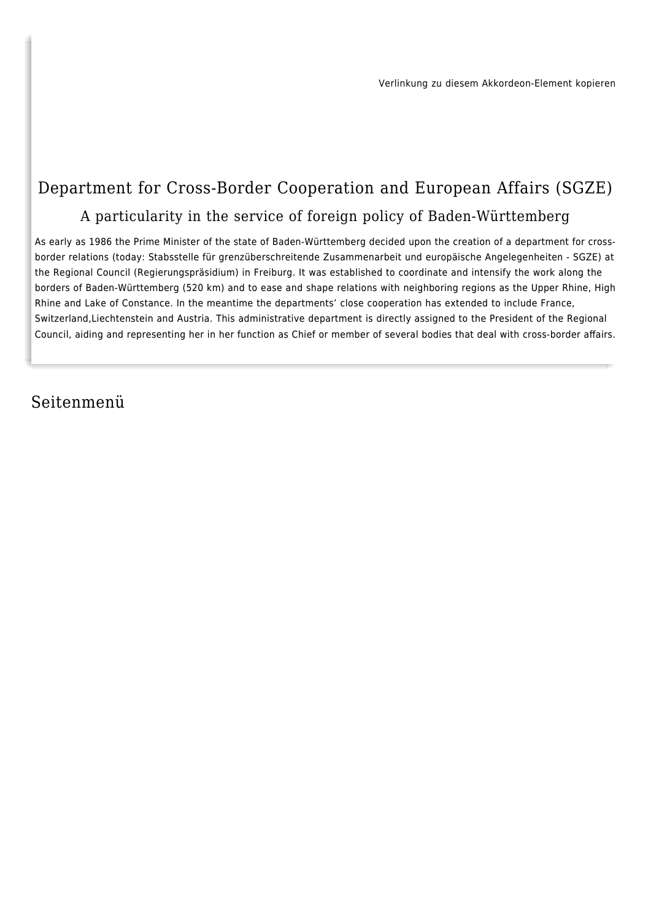Verlinkung zu diesem Akkordeon-Element kopieren

# Department for Cross-Border Cooperation and European Affairs (SGZE)

## A particularity in the service of foreign policy of Baden-Württemberg

As early as 1986 the Prime Minister of the state of Baden-Württemberg decided upon the creation of a department for cross-border relations (today: Stabsstelle für grenzüberschreitende Zusammenarbeit und europäische Angelegenheiten - SGZE) at the Regional Council (Regierungspräsidium) in Freiburg. It was established to coordinate and intensify the work along the borders of Baden-Württemberg (520 km) and to ease and shape relations with neighboring regions as the Upper Rhine, High Rhine and Lake of Constance. In the meantime the departments' close cooperation has extended to include France, Switzerland,Liechtenstein and Austria. This administrative department is directly assigned to the President of the Regional Council, aiding and representing her in her function as Chief or member of several bodies that deal with cross-border affairs.

## Seitenmenü